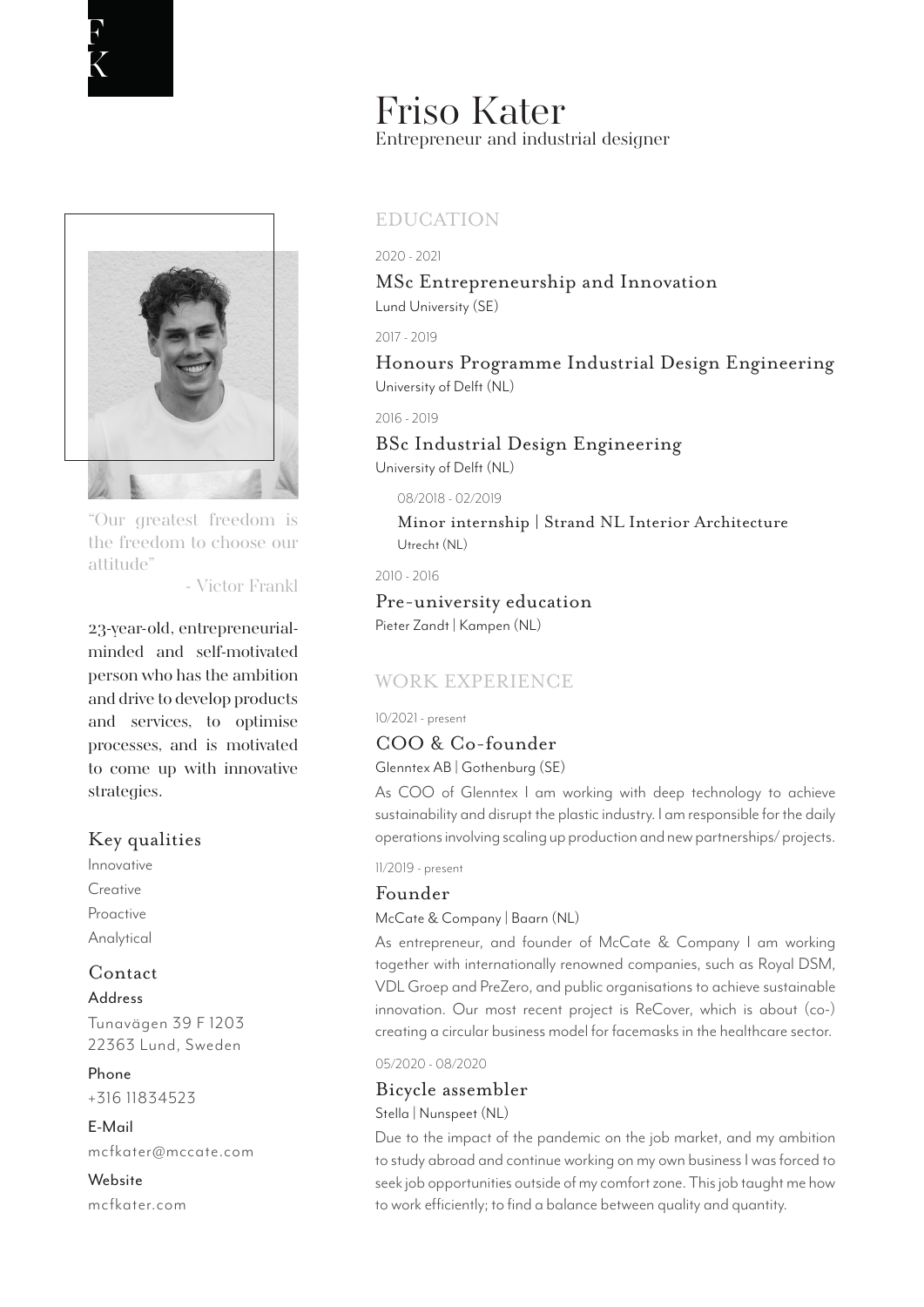FK

# Friso Kater

Entrepreneur and industrial designer

"Our greatest freedom is the freedom to choose our attitude"
- Victor Frankl

23-year-old, entrepreneurial-minded and self-motivated person who has the ambition and drive to develop products and services, to optimise processes, and is motivated to come up with innovative strategies.

### Key qualities

- Innovative
- Creative
- Proactive
- Analytical

### Contact

**Address**
Tunavägen 39 F 1203
22363 Lund, Sweden

**Phone**
+316 11834523

**E-Mail**
mcfkater@mccate.com

**Website**
mcfkater.com

## EDUCATION

2020 - 2021

### MSc Entrepreneurship and Innovation

Lund University (SE)

2017 - 2019

### Honours Programme Industrial Design Engineering

University of Delft (NL)

2016 - 2019

### BSc Industrial Design Engineering

University of Delft (NL)

08/2018 - 02/2019

#### Minor internship | Strand NL Interior Architecture

Utrecht (NL)

2010 - 2016

### Pre-university education

Pieter Zandt | Kampen (NL)

## WORK EXPERIENCE

10/2021 - present

### COO & Co-founder

Glenntex AB | Gothenburg (SE)

As COO of Glenntex I am working with deep technology to achieve sustainability and disrupt the plastic industry. I am responsible for the daily operations involving scaling up production and new partnerships/ projects.

11/2019 - present

### Founder

McCate & Company | Baarn (NL)

As entrepreneur, and founder of McCate & Company I am working together with internationally renowned companies, such as Royal DSM, VDL Groep and PreZero, and public organisations to achieve sustainable innovation. Our most recent project is ReCover, which is about (co-) creating a circular business model for facemasks in the healthcare sector.

05/2020 - 08/2020

### Bicycle assembler

Stella | Nunspeet (NL)

Due to the impact of the pandemic on the job market, and my ambition to study abroad and continue working on my own business I was forced to seek job opportunities outside of my comfort zone. This job taught me how to work efficiently; to find a balance between quality and quantity.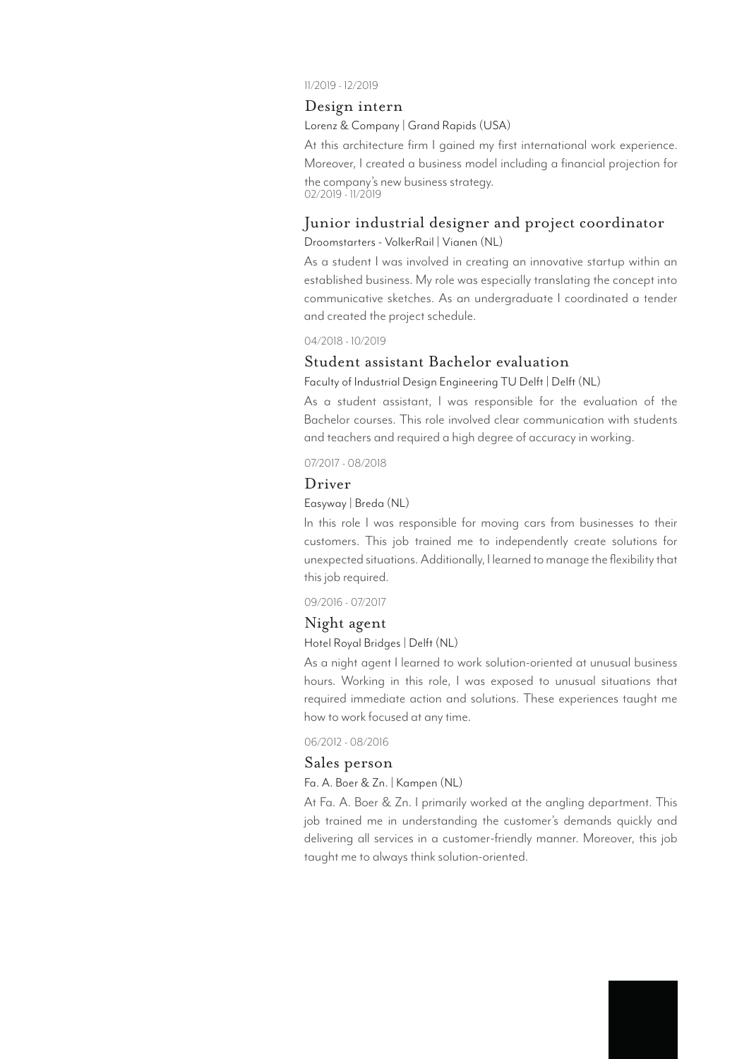11/2019 - 12/2019

### Design intern

Lorenz & Company | Grand Rapids (USA)

At this architecture firm I gained my first international work experience. Moreover, I created a business model including a financial projection for the company's new business strategy.

02/2019 - 11/2019

### Junior industrial designer and project coordinator

Droomstarters - VolkerRail | Vianen (NL)

As a student I was involved in creating an innovative startup within an established business. My role was especially translating the concept into communicative sketches. As an undergraduate I coordinated a tender and created the project schedule.

04/2018 - 10/2019

### Student assistant Bachelor evaluation

Faculty of Industrial Design Engineering TU Delft | Delft (NL)

As a student assistant, I was responsible for the evaluation of the Bachelor courses. This role involved clear communication with students and teachers and required a high degree of accuracy in working.

07/2017 - 08/2018

### Driver

Easyway | Breda (NL)

In this role I was responsible for moving cars from businesses to their customers. This job trained me to independently create solutions for unexpected situations. Additionally, I learned to manage the flexibility that this job required.

09/2016 - 07/2017

### Night agent

Hotel Royal Bridges | Delft (NL)

As a night agent I learned to work solution-oriented at unusual business hours. Working in this role, I was exposed to unusual situations that required immediate action and solutions. These experiences taught me how to work focused at any time.

06/2012 - 08/2016

### Sales person

Fa. A. Boer & Zn. | Kampen (NL)

At Fa. A. Boer & Zn. I primarily worked at the angling department. This job trained me in understanding the customer's demands quickly and delivering all services in a customer-friendly manner. Moreover, this job taught me to always think solution-oriented.